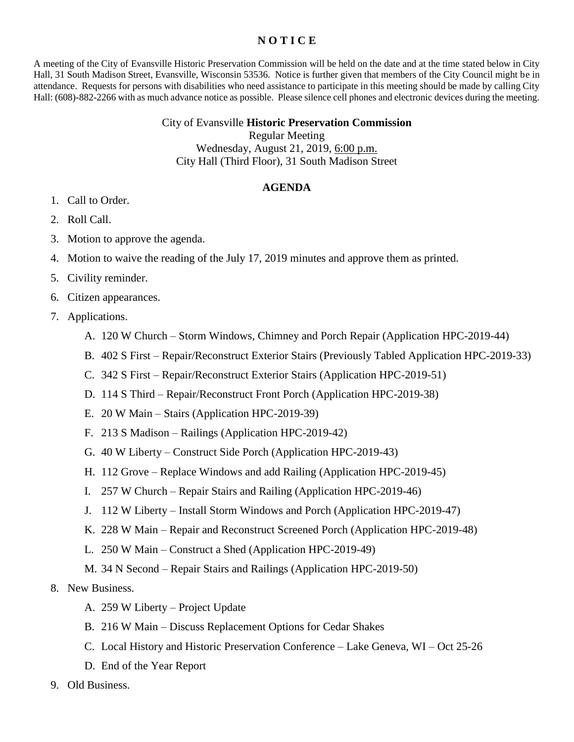# N O T I C E

A meeting of the City of Evansville Historic Preservation Commission will be held on the date and at the time stated below in City Hall, 31 South Madison Street, Evansville, Wisconsin 53536. Notice is further given that members of the City Council might be in attendance. Requests for persons with disabilities who need assistance to participate in this meeting should be made by calling City Hall: (608)-882-2266 with as much advance notice as possible. Please silence cell phones and electronic devices during the meeting.

City of Evansville **Historic Preservation Commission**
Regular Meeting
Wednesday, August 21, 2019, 6:00 p.m.
City Hall (Third Floor), 31 South Madison Street

## AGENDA

1. Call to Order.
2. Roll Call.
3. Motion to approve the agenda.
4. Motion to waive the reading of the July 17, 2019 minutes and approve them as printed.
5. Civility reminder.
6. Citizen appearances.
7. Applications.
   A. 120 W Church – Storm Windows, Chimney and Porch Repair (Application HPC-2019-44)
   B. 402 S First – Repair/Reconstruct Exterior Stairs (Previously Tabled Application HPC-2019-33)
   C. 342 S First – Repair/Reconstruct Exterior Stairs (Application HPC-2019-51)
   D. 114 S Third – Repair/Reconstruct Front Porch (Application HPC-2019-38)
   E. 20 W Main – Stairs (Application HPC-2019-39)
   F. 213 S Madison – Railings (Application HPC-2019-42)
   G. 40 W Liberty – Construct Side Porch (Application HPC-2019-43)
   H. 112 Grove – Replace Windows and add Railing (Application HPC-2019-45)
   I. 257 W Church – Repair Stairs and Railing (Application HPC-2019-46)
   J. 112 W Liberty – Install Storm Windows and Porch (Application HPC-2019-47)
   K. 228 W Main – Repair and Reconstruct Screened Porch (Application HPC-2019-48)
   L. 250 W Main – Construct a Shed (Application HPC-2019-49)
   M. 34 N Second – Repair Stairs and Railings (Application HPC-2019-50)
8. New Business.
   A. 259 W Liberty – Project Update
   B. 216 W Main – Discuss Replacement Options for Cedar Shakes
   C. Local History and Historic Preservation Conference – Lake Geneva, WI – Oct 25-26
   D. End of the Year Report
9. Old Business.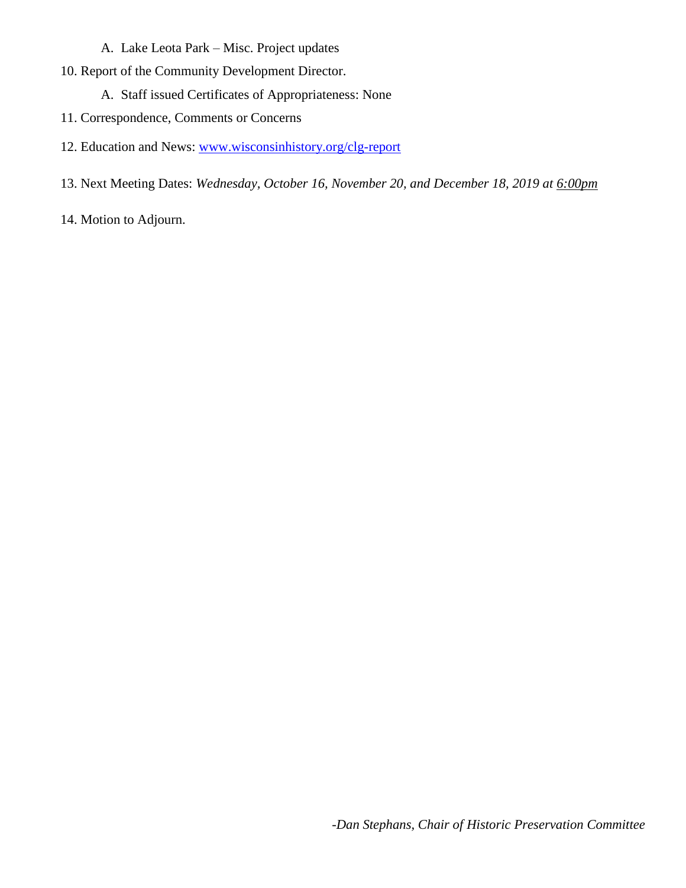A. Lake Leota Park – Misc. Project updates

10. Report of the Community Development Director.

   A. Staff issued Certificates of Appropriateness: None

11. Correspondence, Comments or Concerns

12. Education and News: [www.wisconsinhistory.org/clg-report](http://www.wisconsinhistory.org/clg-report)

13. Next Meeting Dates: *Wednesday, October 16, November 20, and December 18, 2019 at 6:00pm*

14. Motion to Adjourn.

*-Dan Stephans, Chair of Historic Preservation Committee*